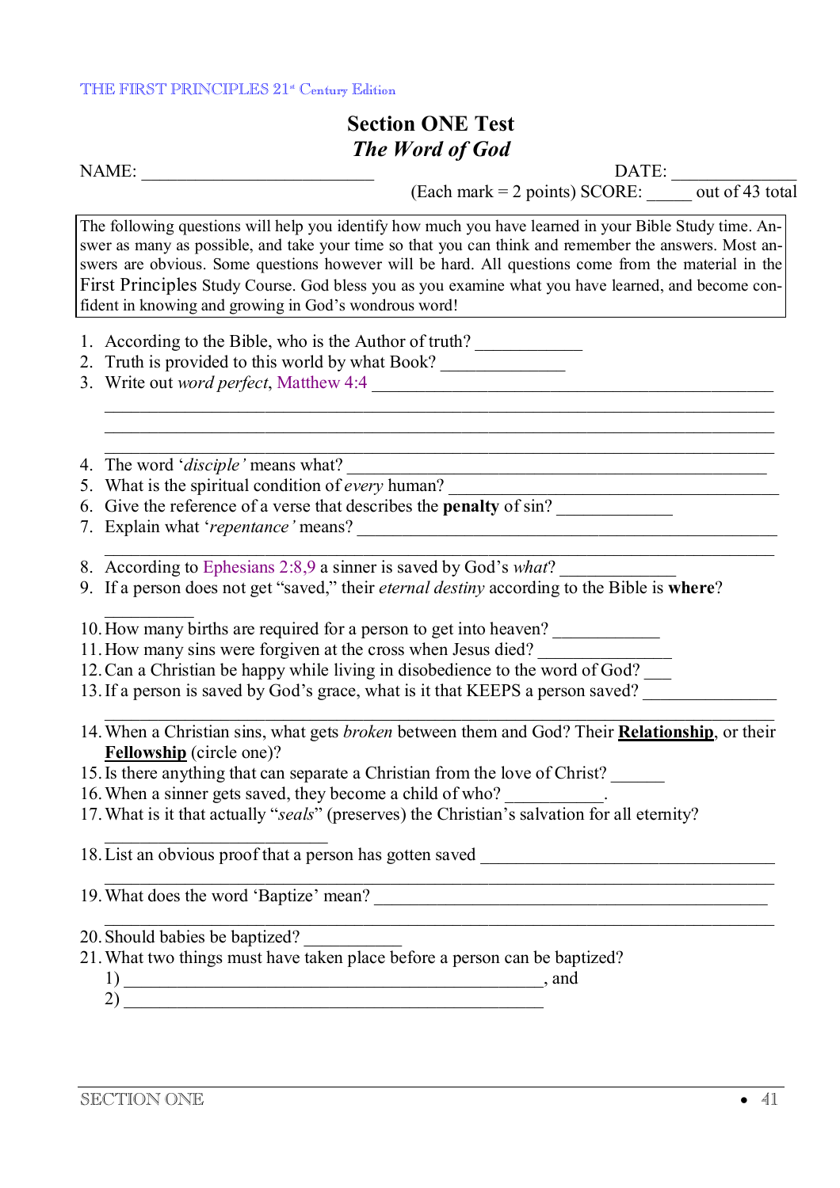# Section ONE Test

## *The Word of God*

NAME: ___________________________ DATE: _____________

(Each mark = 2 points) SCORE: _____ out of 43 total

> The following questions will help you identify how much you have learned in your Bible Study time. Answer as many as possible, and take your time so that you can think and remember the answers. Most answers are obvious. Some questions however will be hard. All questions come from the material in the First Principles Study Course. God bless you as you examine what you have learned, and become confident in knowing and growing in God's wondrous word!

1. According to the Bible, who is the Author of truth? ____________
2. Truth is provided to this world by what Book? ______________
3. Write out *word perfect*, Matthew 4:4 _______________________________________________
   _______________________________________________________________________
   _______________________________________________________________________
   _______________________________________________________________________
4. The word '*disciple'* means what? ___________________________________________
5. What is the spiritual condition of *every* human? ____________________________________
6. Give the reference of a verse that describes the **penalty** of sin? _____________
7. Explain what '*repentance'* means? ___________________________________________
   _______________________________________________________________________
8. According to Ephesians 2:8,9 a sinner is saved by God's *what*? _____________
9. If a person does not get "saved," their *eternal destiny* according to the Bible is **where**?
   __________
10. How many births are required for a person to get into heaven? ____________
11. How many sins were forgiven at the cross when Jesus died? _______________
12. Can a Christian be happy while living in disobedience to the word of God? ___
13. If a person is saved by God's grace, what is it that KEEPS a person saved? _______________
    _______________________________________________________________________
14. When a Christian sins, what gets *broken* between them and God? Their **Relationship**, or their **Fellowship** (circle one)?
15. Is there anything that can separate a Christian from the love of Christ? ______
16. When a sinner gets saved, they become a child of who? ___________.
17. What is it that actually "*seals*" (preserves) the Christian's salvation for all eternity?
    __________________________
18. List an obvious proof that a person has gotten saved _________________________________
    _______________________________________________________________________
19. What does the word 'Baptize' mean? ___________________________________________
    _______________________________________________________________________
20. Should babies be baptized? ___________
21. What two things must have taken place before a person can be baptized?
    1) _________________________________________________, and
    2) _________________________________________________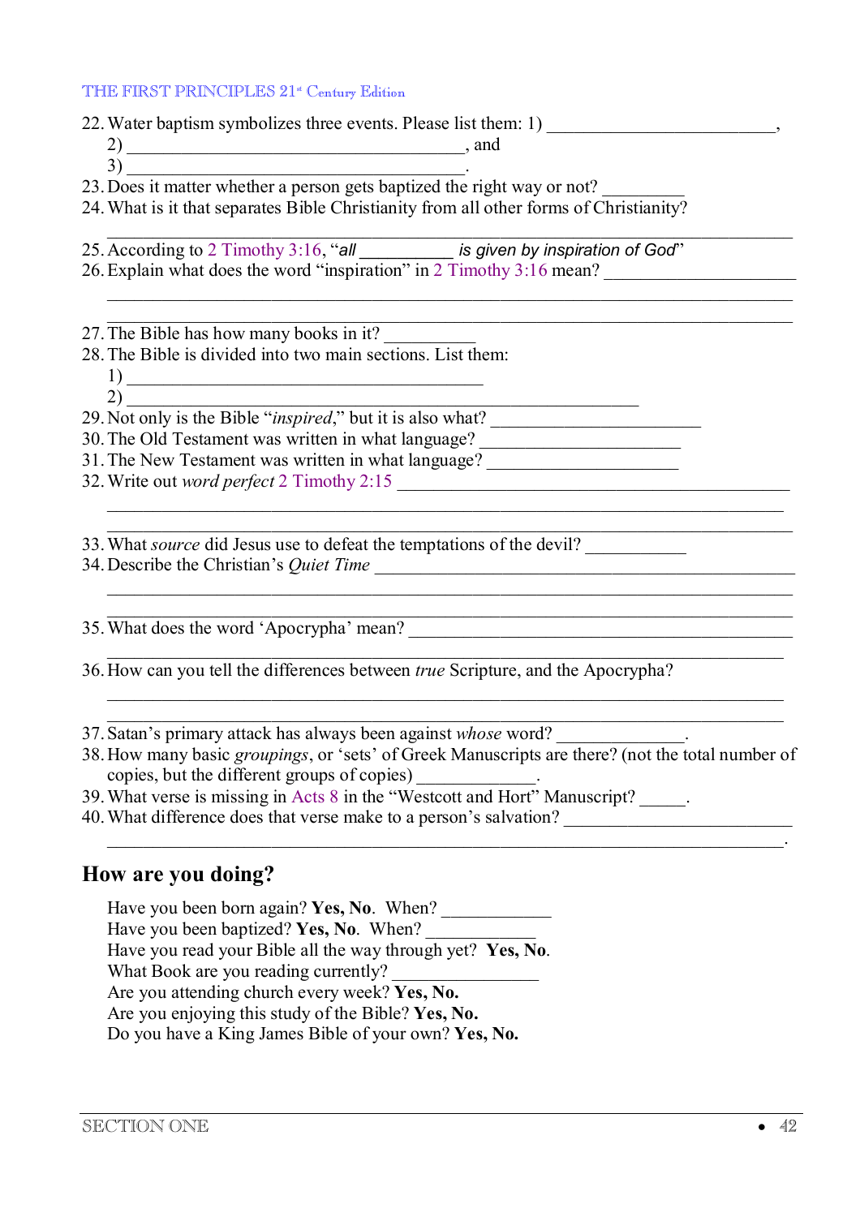22. Water baptism symbolizes three events. Please list them: 1) ________________________,
    2) ______________________________________, and
    3) ______________________________________.
23. Does it matter whether a person gets baptized the right way or not? _________
24. What is it that separates Bible Christianity from all other forms of Christianity?
    ______________________________________________________________________
25. According to 2 Timothy 3:16, "*all __________ is given by inspiration of God*"
26. Explain what does the word "inspiration" in 2 Timothy 3:16 mean? ____________________
    ______________________________________________________________________
    ______________________________________________________________________
27. The Bible has how many books in it? __________
28. The Bible is divided into two main sections. List them:
    1) ________________________________________
    2) __________________________________________________________
29. Not only is the Bible "*inspired*," but it is also what? ______________________
30. The Old Testament was written in what language? ______________________
31. The New Testament was written in what language? _____________________
32. Write out *word perfect* 2 Timothy 2:15 _________________________________________
    ______________________________________________________________________
    ______________________________________________________________________
33. What *source* did Jesus use to defeat the temptations of the devil? ___________
34. Describe the Christian's *Quiet Time* __________________________________________
    ______________________________________________________________________
    ______________________________________________________________________
35. What does the word 'Apocrypha' mean? _________________________________________
    ______________________________________________________________________
36. How can you tell the differences between *true* Scripture, and the Apocrypha?
    ______________________________________________________________________
    ______________________________________________________________________
37. Satan's primary attack has always been against *whose* word? ______________.
38. How many basic *groupings*, or 'sets' of Greek Manuscripts are there? (not the total number of copies, but the different groups of copies) _____________.
39. What verse is missing in Acts 8 in the "Westcott and Hort" Manuscript? _____.
40. What difference does that verse make to a person's salvation? ________________________
    ______________________________________________________________________.

## How are you doing?

Have you been born again? **Yes, No**. When? ____________
Have you been baptized? **Yes, No**. When? ____________
Have you read your Bible all the way through yet? **Yes, No**.
What Book are you reading currently? _______________
Are you attending church every week? **Yes, No.**
Are you enjoying this study of the Bible? **Yes, No.**
Do you have a King James Bible of your own? **Yes, No.**